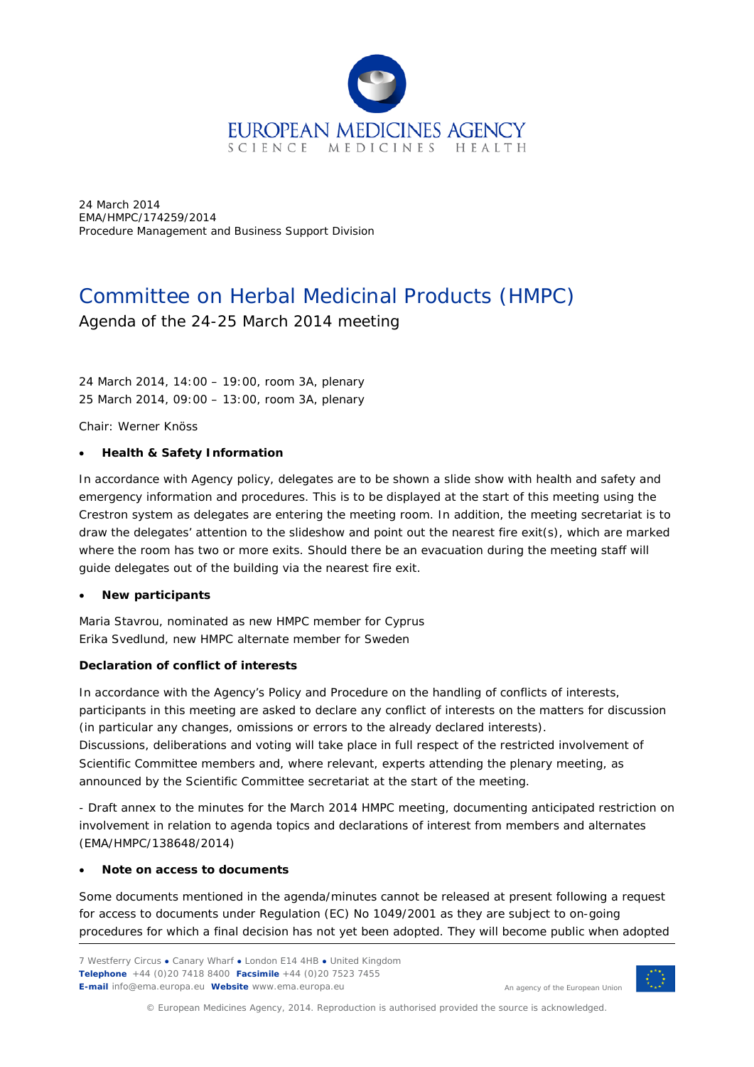EUROPEAN MEDICINES AGENCY
SCIENCE MEDICINES HEALTH

24 March 2014
EMA/HMPC/174259/2014
Procedure Management and Business Support Division

# Committee on Herbal Medicinal Products (HMPC)

## Agenda of the 24-25 March 2014 meeting

24 March 2014, 14:00 – 19:00, room 3A, plenary
25 March 2014, 09:00 – 13:00, room 3A, plenary

Chair: Werner Knöss

- **Health & Safety Information**

In accordance with Agency policy, delegates are to be shown a slide show with health and safety and emergency information and procedures. This is to be displayed at the start of this meeting using the Crestron system as delegates are entering the meeting room. In addition, the meeting secretariat is to draw the delegates' attention to the slideshow and point out the nearest fire exit(s), which are marked where the room has two or more exits. Should there be an evacuation during the meeting staff will guide delegates out of the building via the nearest fire exit.

- **New participants**

Maria Stavrou, nominated as new HMPC member for Cyprus
Erika Svedlund, new HMPC alternate member for Sweden

**Declaration of conflict of interests**

In accordance with the Agency's Policy and Procedure on the handling of conflicts of interests, participants in this meeting are asked to declare any conflict of interests on the matters for discussion (in particular any changes, omissions or errors to the already declared interests).
Discussions, deliberations and voting will take place in full respect of the restricted involvement of Scientific Committee members and, where relevant, experts attending the plenary meeting, as announced by the Scientific Committee secretariat at the start of the meeting.

- Draft annex to the minutes for the March 2014 HMPC meeting, documenting anticipated restriction on involvement in relation to agenda topics and declarations of interest from members and alternates (EMA/HMPC/138648/2014)

- **Note on access to documents**

Some documents mentioned in the agenda/minutes cannot be released at present following a request for access to documents under Regulation (EC) No 1049/2001 as they are subject to on-going procedures for which a final decision has not yet been adopted. They will become public when adopted

7 Westferry Circus ● Canary Wharf ● London E14 4HB ● United Kingdom
**Telephone** +44 (0)20 7418 8400 **Facsimile** +44 (0)20 7523 7455
**E-mail** info@ema.europa.eu **Website** www.ema.europa.eu

An agency of the European Union

© European Medicines Agency, 2014. Reproduction is authorised provided the source is acknowledged.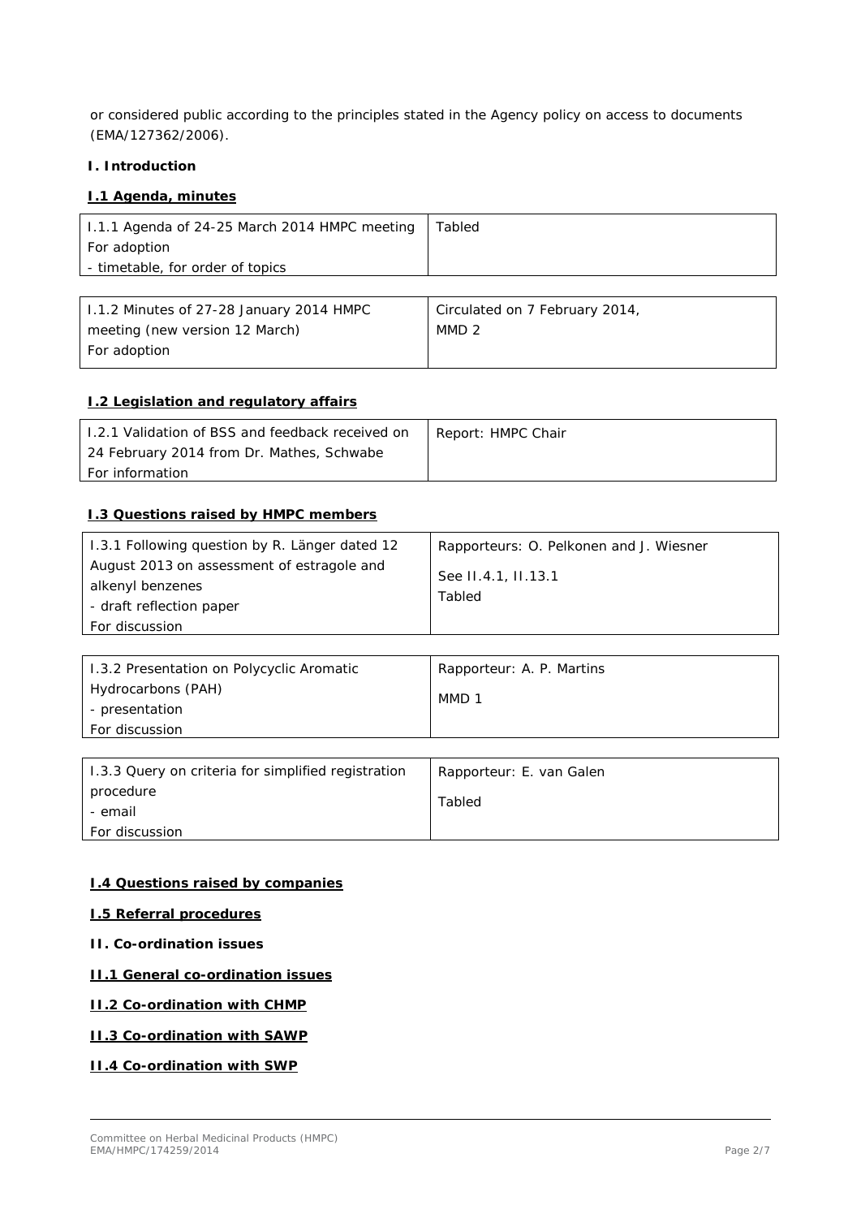or considered public according to the principles stated in the Agency policy on access to documents (EMA/127362/2006).

**I. Introduction**

**I.1 Agenda, minutes**

| | |
|---|---|
| I.1.1 Agenda of 24-25 March 2014 HMPC meeting<br>For adoption<br>- timetable, for order of topics | Tabled |

| | |
|---|---|
| I.1.2 Minutes of 27-28 January 2014 HMPC meeting (new version 12 March)<br>For adoption | Circulated on 7 February 2014,<br>MMD 2 |

**I.2 Legislation and regulatory affairs**

| | |
|---|---|
| I.2.1 Validation of BSS and feedback received on 24 February 2014 from Dr. Mathes, Schwabe<br>For information | Report: HMPC Chair |

**I.3 Questions raised by HMPC members**

| | |
|---|---|
| I.3.1 Following question by R. Länger dated 12 August 2013 on assessment of estragole and alkenyl benzenes<br>- draft reflection paper<br>For discussion | Rapporteurs: O. Pelkonen and J. Wiesner<br>See II.4.1, II.13.1<br>Tabled |

| | |
|---|---|
| I.3.2 Presentation on Polycyclic Aromatic Hydrocarbons (PAH)<br>- presentation<br>For discussion | Rapporteur: A. P. Martins<br>MMD 1 |

| | |
|---|---|
| I.3.3 Query on criteria for simplified registration procedure<br>- email<br>For discussion | Rapporteur: E. van Galen<br>Tabled |

**I.4 Questions raised by companies**

**I.5 Referral procedures**

**II. Co-ordination issues**

**II.1 General co-ordination issues**

**II.2 Co-ordination with CHMP**

**II.3 Co-ordination with SAWP**

**II.4 Co-ordination with SWP**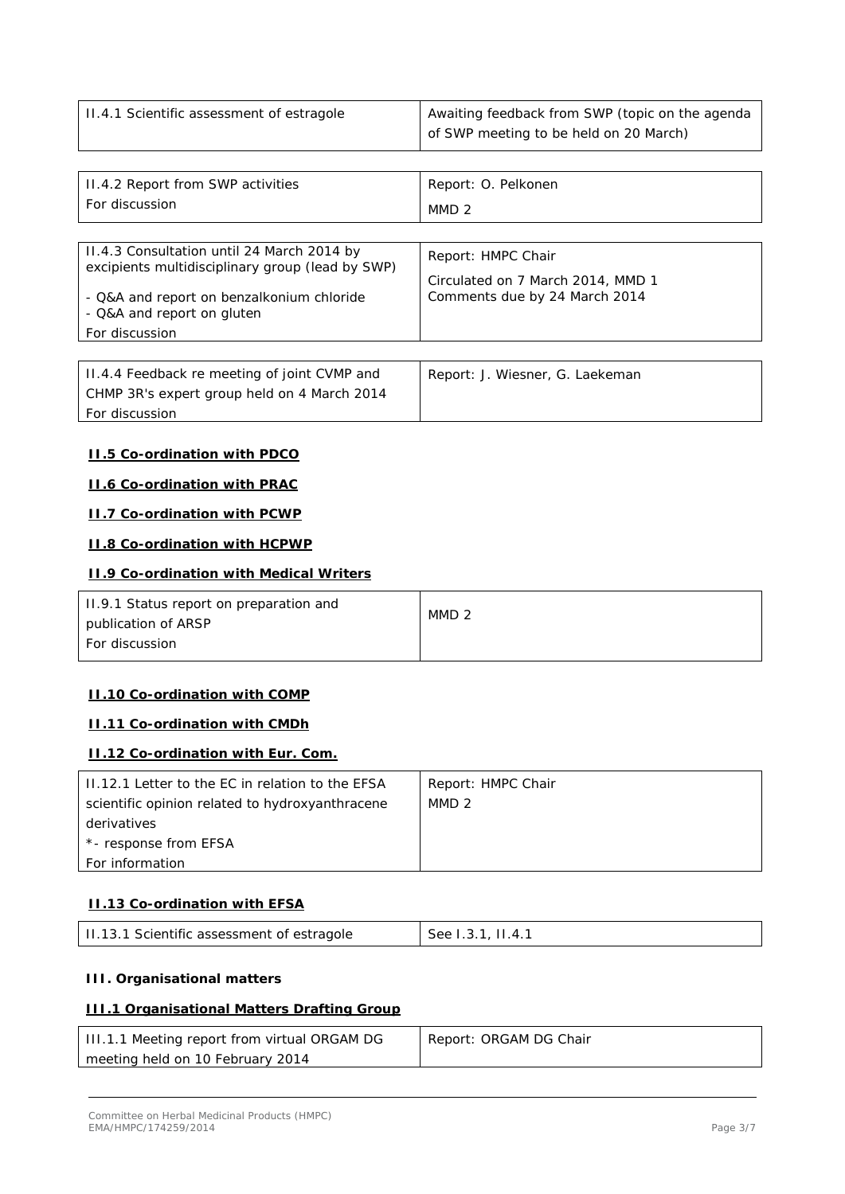| | |
|---|---|
| II.4.1 Scientific assessment of estragole | Awaiting feedback from SWP (topic on the agenda of SWP meeting to be held on 20 March) |

| | |
|---|---|
| II.4.2 Report from SWP activities<br>For discussion | Report: O. Pelkonen<br>MMD 2 |

| | |
|---|---|
| II.4.3 Consultation until 24 March 2014 by excipients multidisciplinary group (lead by SWP)<br>- Q&A and report on benzalkonium chloride<br>- Q&A and report on gluten<br>For discussion | Report: HMPC Chair<br>Circulated on 7 March 2014, MMD 1<br>Comments due by 24 March 2014 |

| | |
|---|---|
| II.4.4 Feedback re meeting of joint CVMP and CHMP 3R's expert group held on 4 March 2014<br>For discussion | Report: J. Wiesner, G. Laekeman |

**II.5 Co-ordination with PDCO**

**II.6 Co-ordination with PRAC**

**II.7 Co-ordination with PCWP**

**II.8 Co-ordination with HCPWP**

**II.9 Co-ordination with Medical Writers**

| | |
|---|---|
| II.9.1 Status report on preparation and publication of ARSP<br>For discussion | MMD 2 |

**II.10 Co-ordination with COMP**

**II.11 Co-ordination with CMDh**

**II.12 Co-ordination with Eur. Com.**

| | |
|---|---|
| II.12.1 Letter to the EC in relation to the EFSA scientific opinion related to hydroxyanthracene derivatives<br>*- response from EFSA<br>For information | Report: HMPC Chair<br>MMD 2 |

**II.13 Co-ordination with EFSA**

| | |
|---|---|
| II.13.1 Scientific assessment of estragole | See I.3.1, II.4.1 |

**III. Organisational matters**

**III.1 Organisational Matters Drafting Group**

| | |
|---|---|
| III.1.1 Meeting report from virtual ORGAM DG meeting held on 10 February 2014 | Report: ORGAM DG Chair |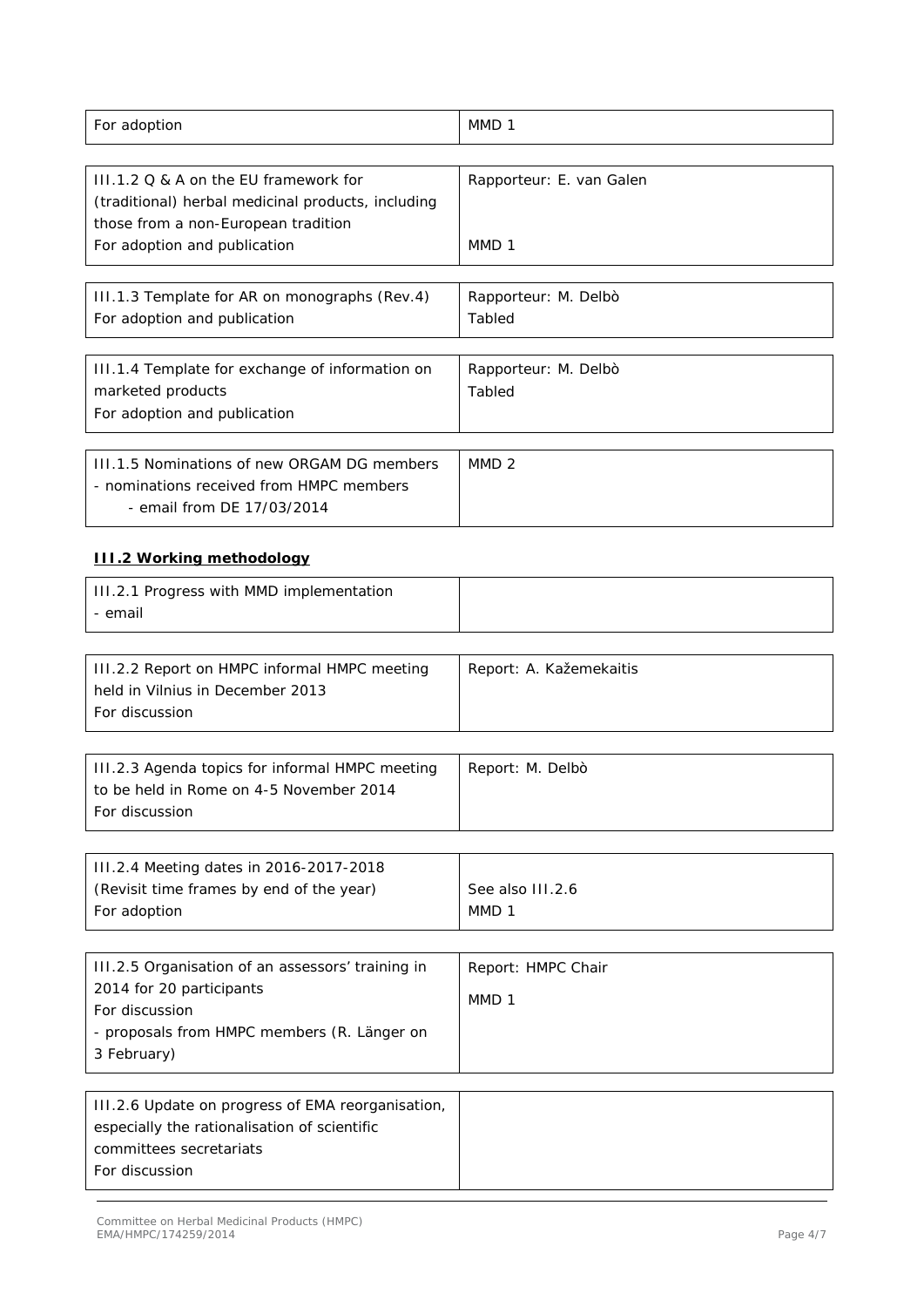| For adoption | MMD 1 |
|---|---|

| III.1.2 Q & A on the EU framework for (traditional) herbal medicinal products, including those from a non-European tradition<br>For adoption and publication | Rapporteur: E. van Galen<br><br>MMD 1 |
|---|---|

| III.1.3 Template for AR on monographs (Rev.4)<br>For adoption and publication | Rapporteur: M. Delbò<br>Tabled |
|---|---|

| III.1.4 Template for exchange of information on marketed products<br>For adoption and publication | Rapporteur: M. Delbò<br>Tabled |
|---|---|

| III.1.5 Nominations of new ORGAM DG members<br>- nominations received from HMPC members<br>- email from DE 17/03/2014 | MMD 2 |
|---|---|

**III.2 Working methodology**

| III.2.1 Progress with MMD implementation<br>- email | |
|---|---|

| III.2.2 Report on HMPC informal HMPC meeting held in Vilnius in December 2013<br>For discussion | Report: A. Kažemekaitis |
|---|---|

| III.2.3 Agenda topics for informal HMPC meeting to be held in Rome on 4-5 November 2014<br>For discussion | Report: M. Delbò |
|---|---|

| III.2.4 Meeting dates in 2016-2017-2018<br>(Revisit time frames by end of the year)<br>For adoption | See also III.2.6<br>MMD 1 |
|---|---|

| III.2.5 Organisation of an assessors' training in 2014 for 20 participants<br>For discussion<br>- proposals from HMPC members (R. Länger on 3 February) | Report: HMPC Chair<br>MMD 1 |
|---|---|

| III.2.6 Update on progress of EMA reorganisation, especially the rationalisation of scientific committees secretariats<br>For discussion | |
|---|---|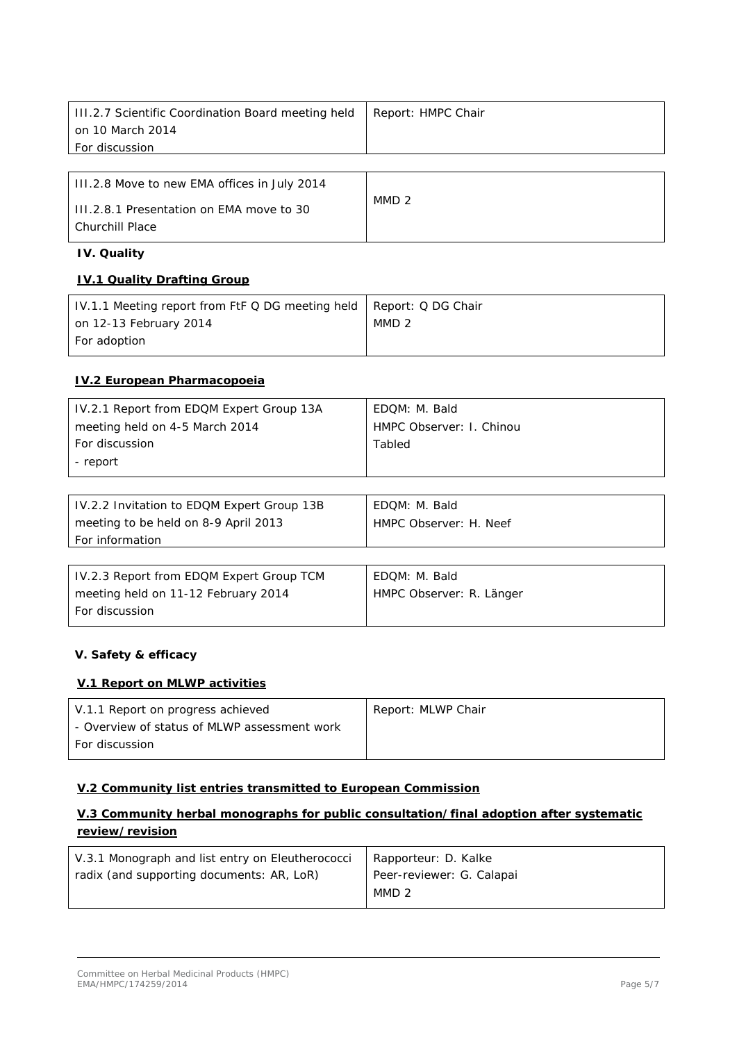| III.2.7 Scientific Coordination Board meeting held on 10 March 2014<br>For discussion | Report: HMPC Chair |
|---|---|

| III.2.8 Move to new EMA offices in July 2014<br>III.2.8.1 Presentation on EMA move to 30 Churchill Place | MMD 2 |
|---|---|

**IV. Quality**

**IV.1 Quality Drafting Group**

| IV.1.1 Meeting report from FtF Q DG meeting held on 12-13 February 2014<br>For adoption | Report: Q DG Chair<br>MMD 2 |
|---|---|

**IV.2 European Pharmacopoeia**

| IV.2.1 Report from EDQM Expert Group 13A meeting held on 4-5 March 2014<br>For discussion<br>- report | EDQM: M. Bald<br>HMPC Observer: I. Chinou<br>Tabled |
|---|---|

| IV.2.2 Invitation to EDQM Expert Group 13B meeting to be held on 8-9 April 2013<br>For information | EDQM: M. Bald<br>HMPC Observer: H. Neef |
|---|---|

| IV.2.3 Report from EDQM Expert Group TCM meeting held on 11-12 February 2014<br>For discussion | EDQM: M. Bald<br>HMPC Observer: R. Länger |
|---|---|

**V. Safety & efficacy**

**V.1 Report on MLWP activities**

| V.1.1 Report on progress achieved<br>- Overview of status of MLWP assessment work<br>For discussion | Report: MLWP Chair |
|---|---|

**V.2 Community list entries transmitted to European Commission**

**V.3 Community herbal monographs for public consultation/final adoption after systematic review/revision**

| V.3.1 Monograph and list entry on Eleutherococci radix (and supporting documents: AR, LoR) | Rapporteur: D. Kalke<br>Peer-reviewer: G. Calapai<br>MMD 2 |
|---|---|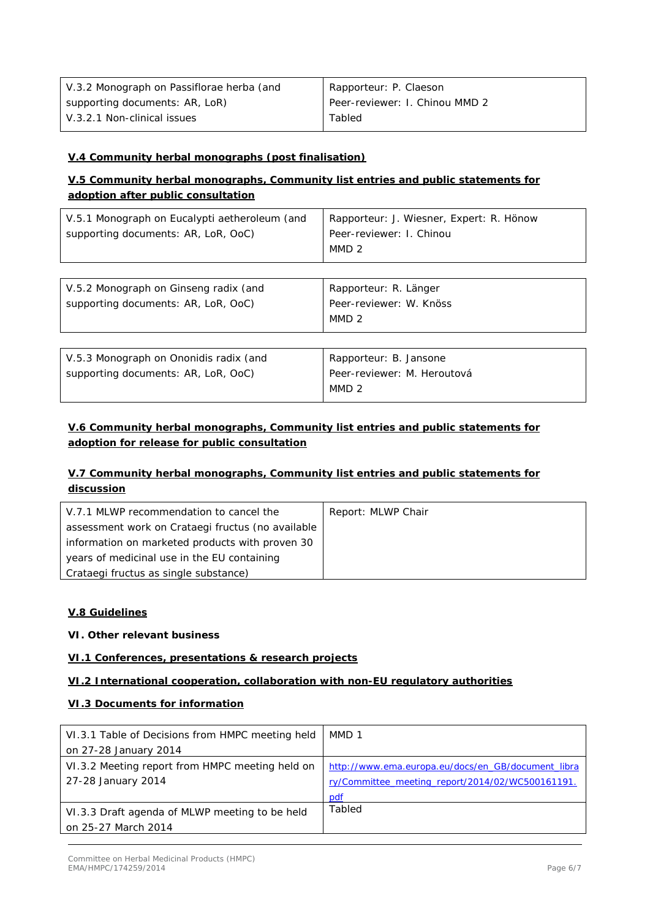| V.3.2 Monograph on Passiflorae herba (and supporting documents: AR, LoR)<br>V.3.2.1 Non-clinical issues | Rapporteur: P. Claeson<br>Peer-reviewer: I. Chinou MMD 2<br>Tabled |
| --- | --- |

**V.4 Community herbal monographs (post finalisation)**

**V.5 Community herbal monographs, Community list entries and public statements for adoption after public consultation**

| V.5.1 Monograph on Eucalypti aetheroleum (and supporting documents: AR, LoR, OoC) | Rapporteur: J. Wiesner, Expert: R. Hönow<br>Peer-reviewer: I. Chinou<br>MMD 2 |
| --- | --- |

| V.5.2 Monograph on Ginseng radix (and supporting documents: AR, LoR, OoC) | Rapporteur: R. Länger<br>Peer-reviewer: W. Knöss<br>MMD 2 |
| --- | --- |

| V.5.3 Monograph on Ononidis radix (and supporting documents: AR, LoR, OoC) | Rapporteur: B. Jansone<br>Peer-reviewer: M. Heroutová<br>MMD 2 |
| --- | --- |

**V.6 Community herbal monographs, Community list entries and public statements for adoption for release for public consultation**

**V.7 Community herbal monographs, Community list entries and public statements for discussion**

| V.7.1 MLWP recommendation to cancel the assessment work on Crataegi fructus (no available information on marketed products with proven 30 years of medicinal use in the EU containing Crataegi fructus as single substance) | Report: MLWP Chair |
| --- | --- |

**V.8 Guidelines**

**VI. Other relevant business**

**VI.1 Conferences, presentations & research projects**

**VI.2 International cooperation, collaboration with non-EU regulatory authorities**

**VI.3 Documents for information**

| VI.3.1 Table of Decisions from HMPC meeting held on 27-28 January 2014 | MMD 1 |
| --- | --- |
| VI.3.2 Meeting report from HMPC meeting held on 27-28 January 2014 | http://www.ema.europa.eu/docs/en_GB/document_library/Committee_meeting_report/2014/02/WC500161191.pdf |
| VI.3.3 Draft agenda of MLWP meeting to be held on 25-27 March 2014 | Tabled |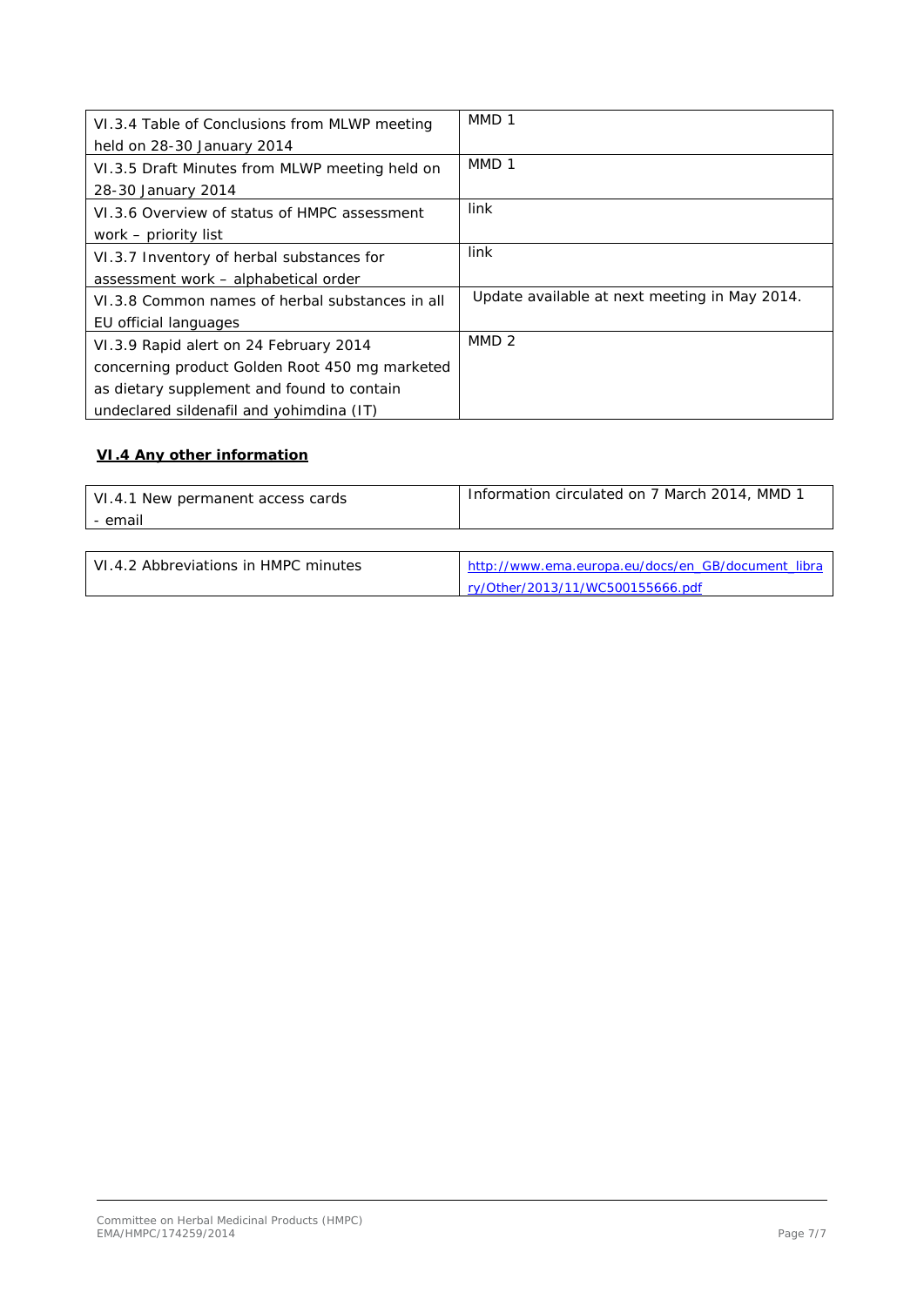| | |
|---|---|
| VI.3.4 Table of Conclusions from MLWP meeting held on 28-30 January 2014 | MMD 1 |
| VI.3.5 Draft Minutes from MLWP meeting held on 28-30 January 2014 | MMD 1 |
| VI.3.6 Overview of status of HMPC assessment work – priority list | link |
| VI.3.7 Inventory of herbal substances for assessment work – alphabetical order | link |
| VI.3.8 Common names of herbal substances in all EU official languages | Update available at next meeting in May 2014. |
| VI.3.9 Rapid alert on 24 February 2014 concerning product Golden Root 450 mg marketed as dietary supplement and found to contain undeclared sildenafil and yohimdina (IT) | MMD 2 |

**VI.4 Any other information**

| | |
|---|---|
| VI.4.1 New permanent access cards - email | Information circulated on 7 March 2014, MMD 1 |

| | |
|---|---|
| VI.4.2 Abbreviations in HMPC minutes | http://www.ema.europa.eu/docs/en_GB/document_library/Other/2013/11/WC500155666.pdf |